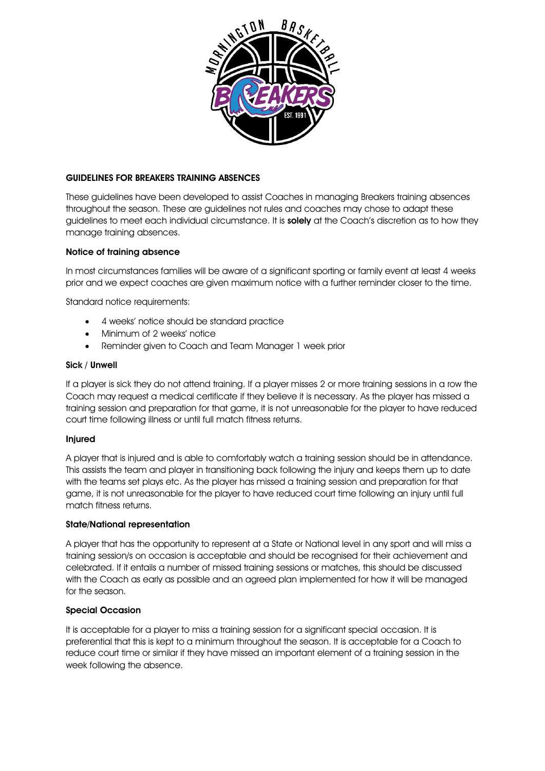## GUIDELINES FOR BREAKERS TRAINING ABSENCES

These guidelines have been developed to assist Coaches in managing Breakers training absences throughout the season. These are guidelines not rules and coaches may chose to adapt these guidelines to meet each individual circumstance. It is **solely** at the Coach's discretion as to how they manage training absences.

### Notice of training absence

In most circumstances families will be aware of a significant sporting or family event at least 4 weeks prior and we expect coaches are given maximum notice with a further reminder closer to the time.

Standard notice requirements:

- 4 weeks' notice should be standard practice
- Minimum of 2 weeks' notice
- Reminder given to Coach and Team Manager 1 week prior

### Sick / Unwell

If a player is sick they do not attend training. If a player misses 2 or more training sessions in a row the Coach may request a medical certificate if they believe it is necessary. As the player has missed a training session and preparation for that game, it is not unreasonable for the player to have reduced court time following illness or until full match fitness returns.

### Injured

A player that is injured and is able to comfortably watch a training session should be in attendance. This assists the team and player in transitioning back following the injury and keeps them up to date with the teams set plays etc. As the player has missed a training session and preparation for that game, it is not unreasonable for the player to have reduced court time following an injury until full match fitness returns.

### State/National representation

A player that has the opportunity to represent at a State or National level in any sport and will miss a training session/s on occasion is acceptable and should be recognised for their achievement and celebrated. If it entails a number of missed training sessions or matches, this should be discussed with the Coach as early as possible and an agreed plan implemented for how it will be managed for the season.

### Special Occasion

It is acceptable for a player to miss a training session for a significant special occasion. It is preferential that this is kept to a minimum throughout the season. It is acceptable for a Coach to reduce court time or similar if they have missed an important element of a training session in the week following the absence.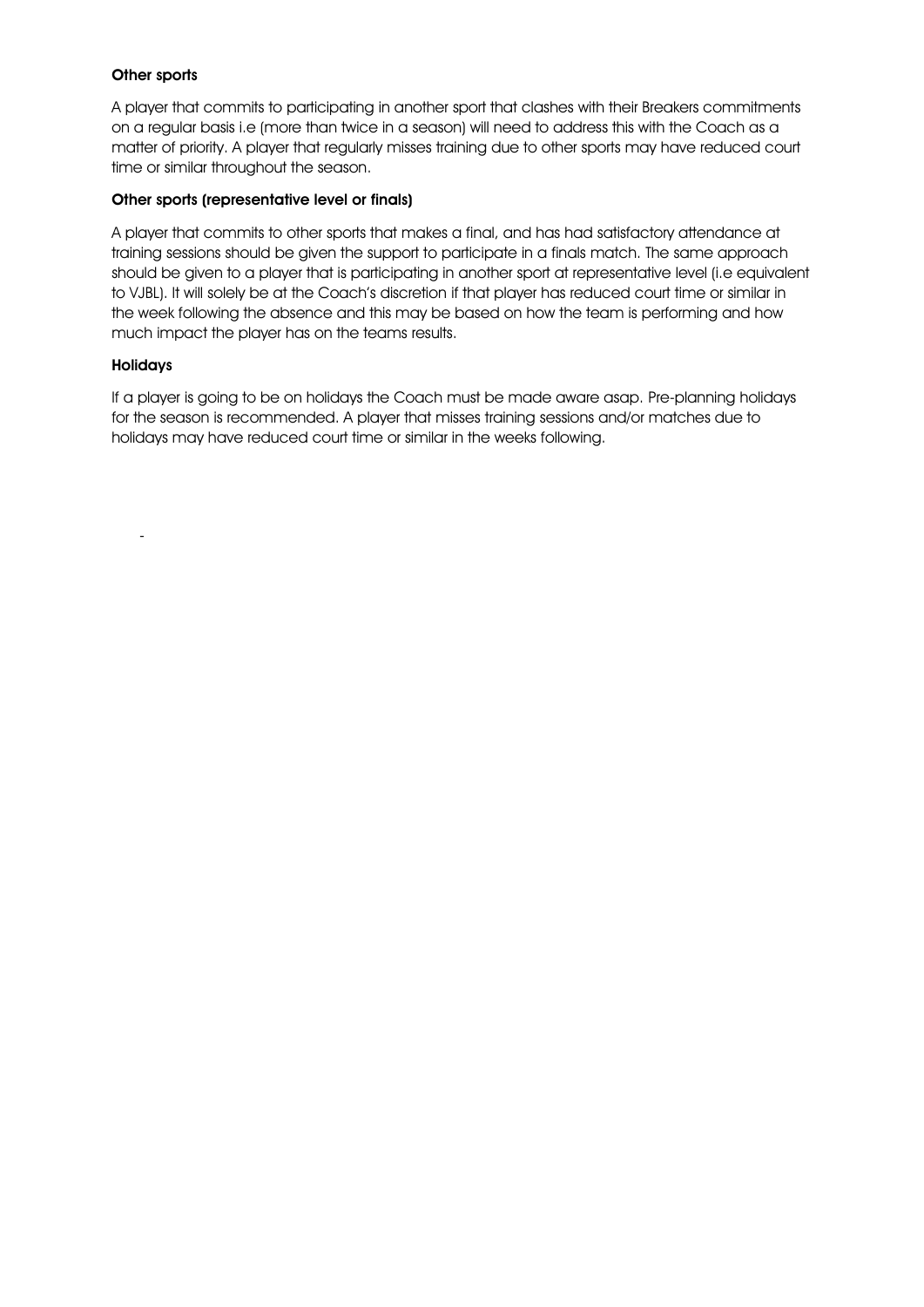**Other sports**

A player that commits to participating in another sport that clashes with their Breakers commitments on a regular basis i.e (more than twice in a season) will need to address this with the Coach as a matter of priority. A player that regularly misses training due to other sports may have reduced court time or similar throughout the season.

**Other sports (representative level or finals)**

A player that commits to other sports that makes a final, and has had satisfactory attendance at training sessions should be given the support to participate in a finals match. The same approach should be given to a player that is participating in another sport at representative level (i.e equivalent to VJBL). It will solely be at the Coach's discretion if that player has reduced court time or similar in the week following the absence and this may be based on how the team is performing and how much impact the player has on the teams results.

**Holidays**

If a player is going to be on holidays the Coach must be made aware asap. Pre-planning holidays for the season is recommended. A player that misses training sessions and/or matches due to holidays may have reduced court time or similar in the weeks following.

-